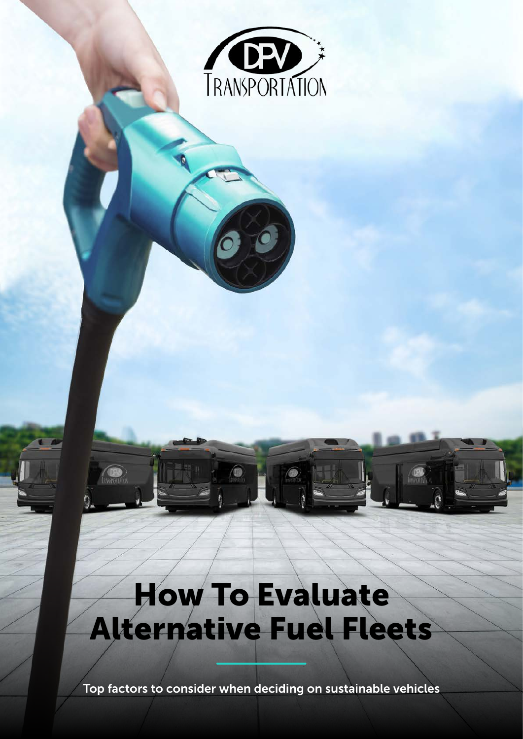DPV TRANSPORTATION

# How To Evaluate Alternative Fuel Fleets

Top factors to consider when deciding on sustainable vehicles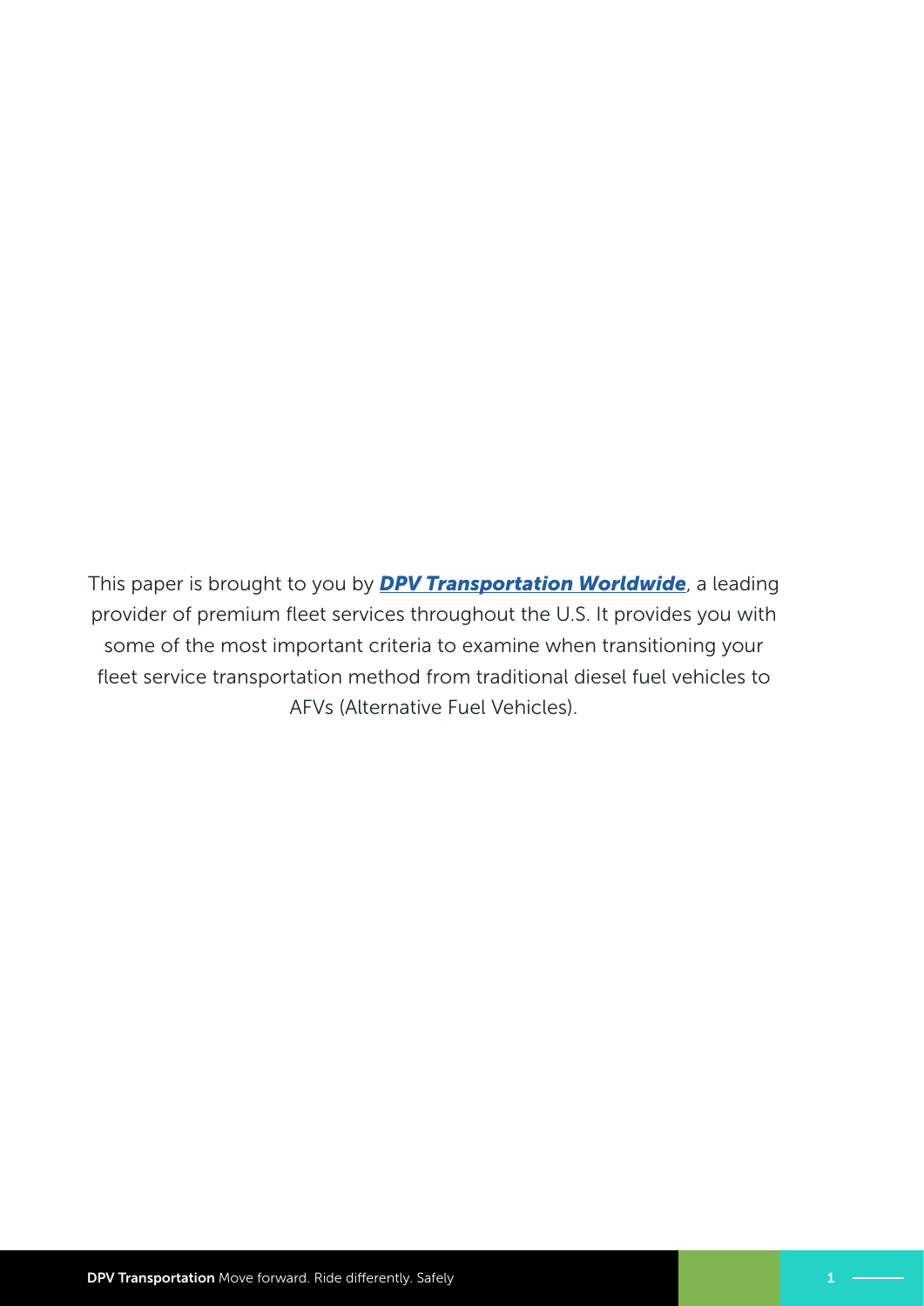This paper is brought to you by ***DPV Transportation Worldwide***, a leading provider of premium fleet services throughout the U.S. It provides you with some of the most important criteria to examine when transitioning your fleet service transportation method from traditional diesel fuel vehicles to AFVs (Alternative Fuel Vehicles).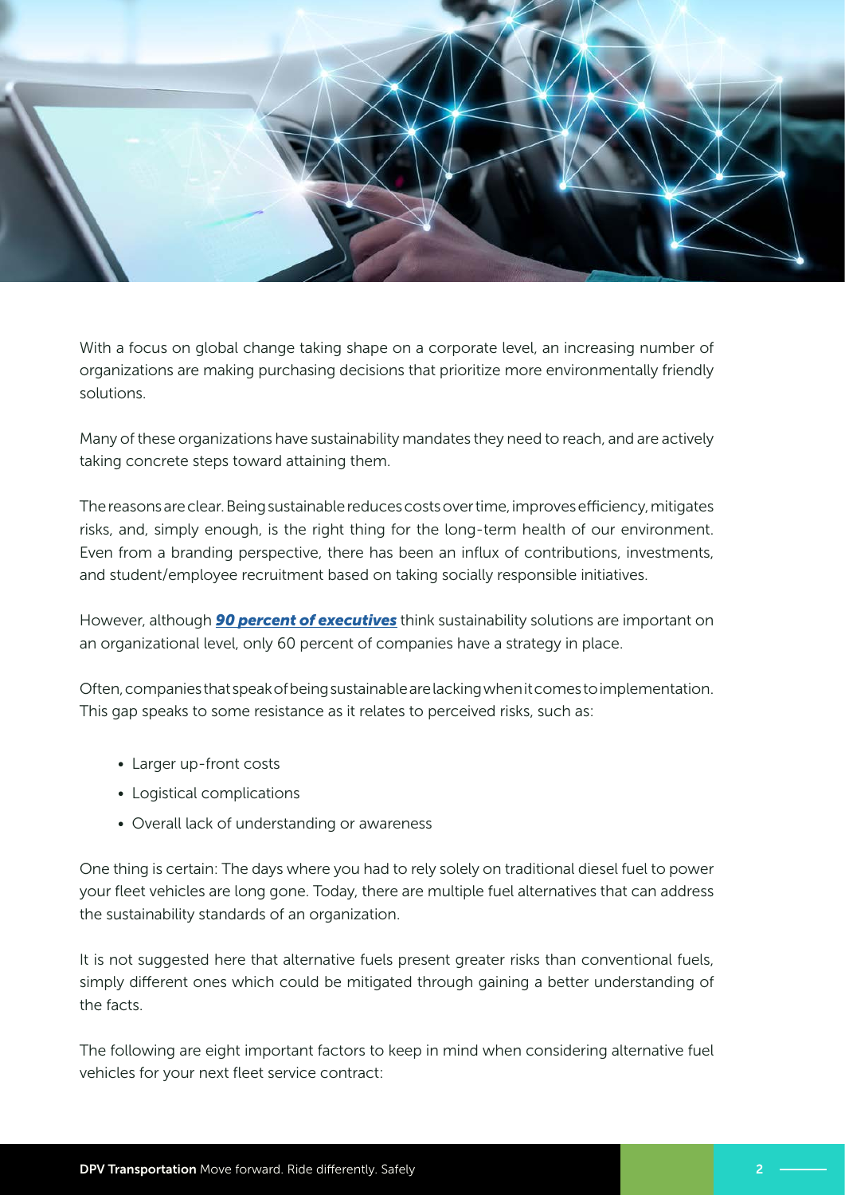With a focus on global change taking shape on a corporate level, an increasing number of organizations are making purchasing decisions that prioritize more environmentally friendly solutions.

Many of these organizations have sustainability mandates they need to reach, and are actively taking concrete steps toward attaining them.

The reasons are clear. Being sustainable reduces costs over time, improves efficiency, mitigates risks, and, simply enough, is the right thing for the long-term health of our environment. Even from a branding perspective, there has been an influx of contributions, investments, and student/employee recruitment based on taking socially responsible initiatives.

However, although ***90 percent of executives*** think sustainability solutions are important on an organizational level, only 60 percent of companies have a strategy in place.

Often, companies that speak of being sustainable are lacking when it comes to implementation. This gap speaks to some resistance as it relates to perceived risks, such as:

- Larger up-front costs
- Logistical complications
- Overall lack of understanding or awareness

One thing is certain: The days where you had to rely solely on traditional diesel fuel to power your fleet vehicles are long gone. Today, there are multiple fuel alternatives that can address the sustainability standards of an organization.

It is not suggested here that alternative fuels present greater risks than conventional fuels, simply different ones which could be mitigated through gaining a better understanding of the facts.

The following are eight important factors to keep in mind when considering alternative fuel vehicles for your next fleet service contract: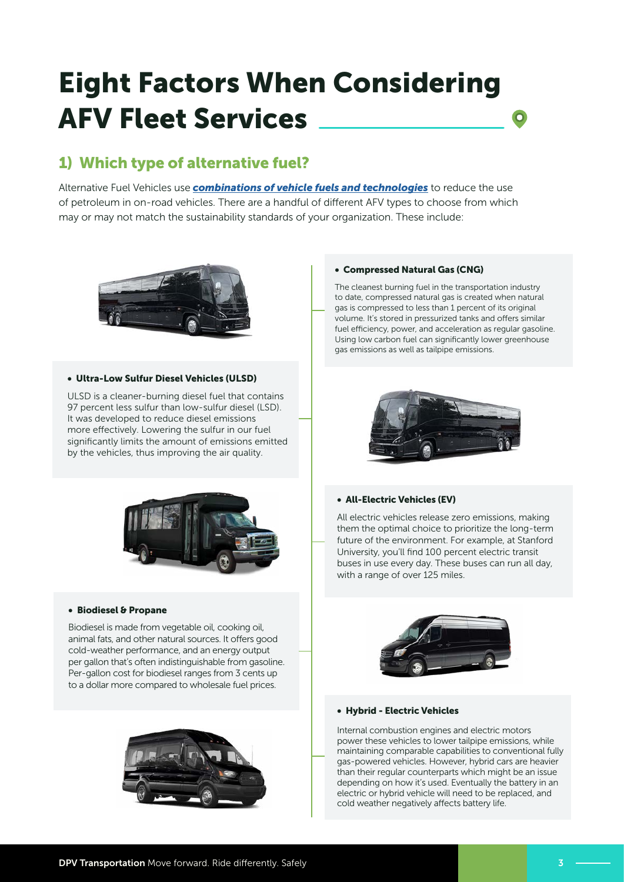# Eight Factors When Considering AFV Fleet Services

## 1) Which type of alternative fuel?

Alternative Fuel Vehicles use ***combinations of vehicle fuels and technologies*** to reduce the use of petroleum in on-road vehicles. There are a handful of different AFV types to choose from which may or may not match the sustainability standards of your organization. These include:

- **Ultra-Low Sulfur Diesel Vehicles (ULSD)**

  ULSD is a cleaner-burning diesel fuel that contains 97 percent less sulfur than low-sulfur diesel (LSD). It was developed to reduce diesel emissions more effectively. Lowering the sulfur in our fuel significantly limits the amount of emissions emitted by the vehicles, thus improving the air quality.

- **Biodiesel & Propane**

  Biodiesel is made from vegetable oil, cooking oil, animal fats, and other natural sources. It offers good cold-weather performance, and an energy output per gallon that's often indistinguishable from gasoline. Per-gallon cost for biodiesel ranges from 3 cents up to a dollar more compared to wholesale fuel prices.

- **Compressed Natural Gas (CNG)**

  The cleanest burning fuel in the transportation industry to date, compressed natural gas is created when natural gas is compressed to less than 1 percent of its original volume. It's stored in pressurized tanks and offers similar fuel efficiency, power, and acceleration as regular gasoline. Using low carbon fuel can significantly lower greenhouse gas emissions as well as tailpipe emissions.

- **All-Electric Vehicles (EV)**

  All electric vehicles release zero emissions, making them the optimal choice to prioritize the long-term future of the environment. For example, at Stanford University, you'll find 100 percent electric transit buses in use every day. These buses can run all day, with a range of over 125 miles.

- **Hybrid - Electric Vehicles**

  Internal combustion engines and electric motors power these vehicles to lower tailpipe emissions, while maintaining comparable capabilities to conventional fully gas-powered vehicles. However, hybrid cars are heavier than their regular counterparts which might be an issue depending on how it's used. Eventually the battery in an electric or hybrid vehicle will need to be replaced, and cold weather negatively affects battery life.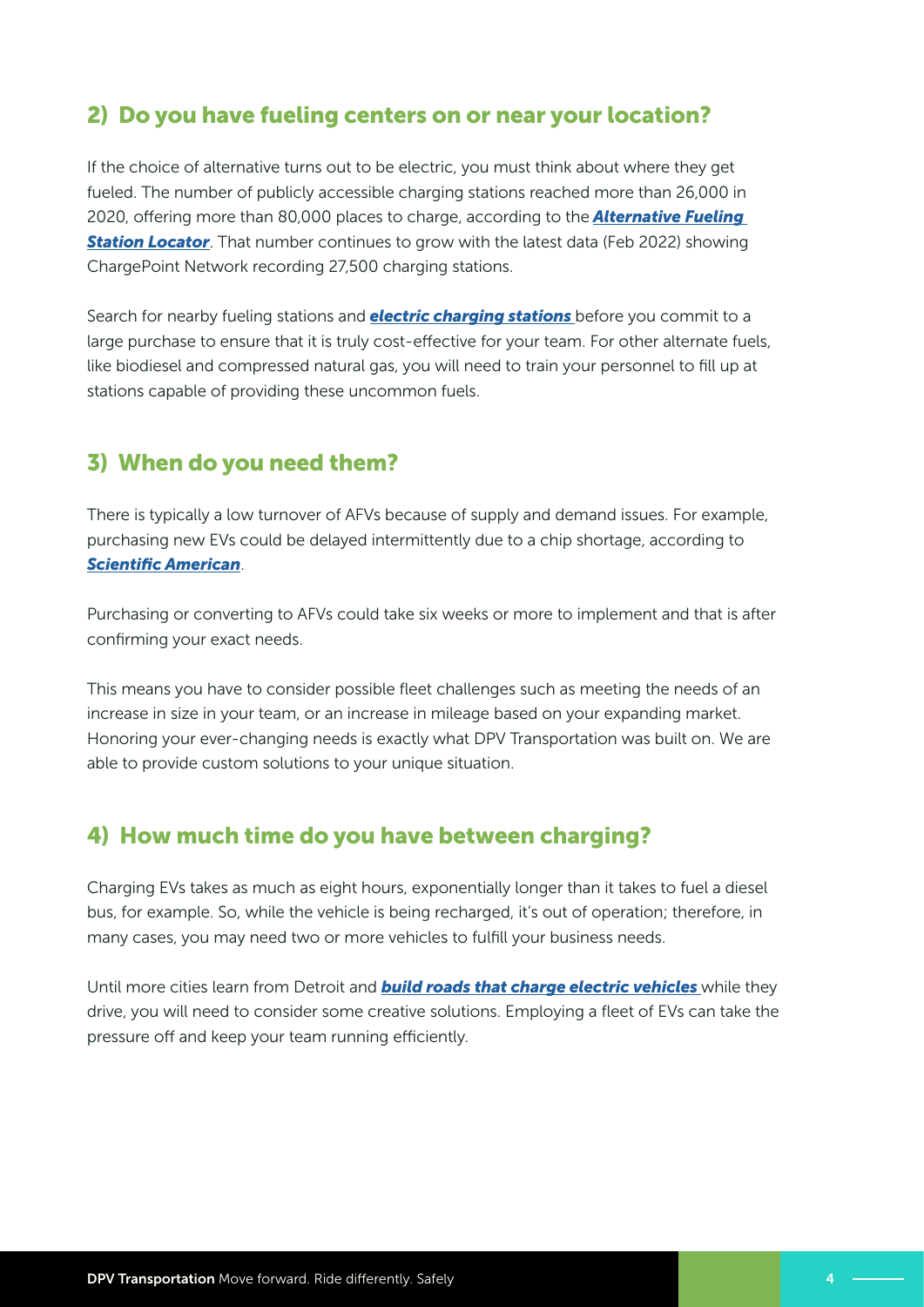## 2) Do you have fueling centers on or near your location?

If the choice of alternative turns out to be electric, you must think about where they get fueled. The number of publicly accessible charging stations reached more than 26,000 in 2020, offering more than 80,000 places to charge, according to the ***Alternative Fueling Station Locator***. That number continues to grow with the latest data (Feb 2022) showing ChargePoint Network recording 27,500 charging stations.

Search for nearby fueling stations and ***electric charging stations*** before you commit to a large purchase to ensure that it is truly cost-effective for your team. For other alternate fuels, like biodiesel and compressed natural gas, you will need to train your personnel to fill up at stations capable of providing these uncommon fuels.

## 3) When do you need them?

There is typically a low turnover of AFVs because of supply and demand issues. For example, purchasing new EVs could be delayed intermittently due to a chip shortage, according to ***Scientific American***.

Purchasing or converting to AFVs could take six weeks or more to implement and that is after confirming your exact needs.

This means you have to consider possible fleet challenges such as meeting the needs of an increase in size in your team, or an increase in mileage based on your expanding market. Honoring your ever-changing needs is exactly what DPV Transportation was built on. We are able to provide custom solutions to your unique situation.

## 4) How much time do you have between charging?

Charging EVs takes as much as eight hours, exponentially longer than it takes to fuel a diesel bus, for example. So, while the vehicle is being recharged, it's out of operation; therefore, in many cases, you may need two or more vehicles to fulfill your business needs.

Until more cities learn from Detroit and ***build roads that charge electric vehicles*** while they drive, you will need to consider some creative solutions. Employing a fleet of EVs can take the pressure off and keep your team running efficiently.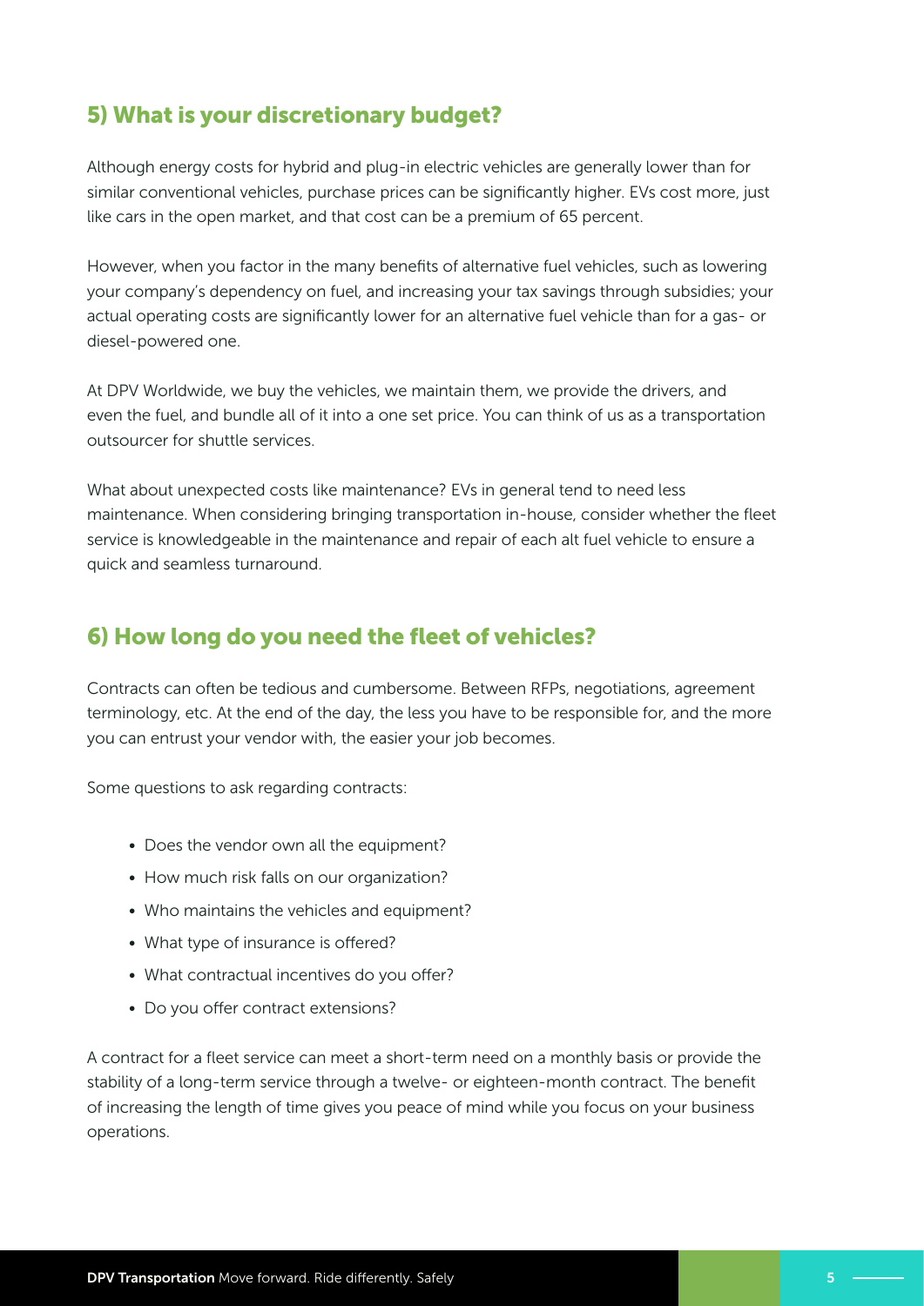## 5) What is your discretionary budget?

Although energy costs for hybrid and plug-in electric vehicles are generally lower than for similar conventional vehicles, purchase prices can be significantly higher. EVs cost more, just like cars in the open market, and that cost can be a premium of 65 percent.

However, when you factor in the many benefits of alternative fuel vehicles, such as lowering your company's dependency on fuel, and increasing your tax savings through subsidies; your actual operating costs are significantly lower for an alternative fuel vehicle than for a gas- or diesel-powered one.

At DPV Worldwide, we buy the vehicles, we maintain them, we provide the drivers, and even the fuel, and bundle all of it into a one set price. You can think of us as a transportation outsourcer for shuttle services.

What about unexpected costs like maintenance? EVs in general tend to need less maintenance. When considering bringing transportation in-house, consider whether the fleet service is knowledgeable in the maintenance and repair of each alt fuel vehicle to ensure a quick and seamless turnaround.

## 6) How long do you need the fleet of vehicles?

Contracts can often be tedious and cumbersome. Between RFPs, negotiations, agreement terminology, etc. At the end of the day, the less you have to be responsible for, and the more you can entrust your vendor with, the easier your job becomes.

Some questions to ask regarding contracts:

- Does the vendor own all the equipment?
- How much risk falls on our organization?
- Who maintains the vehicles and equipment?
- What type of insurance is offered?
- What contractual incentives do you offer?
- Do you offer contract extensions?

A contract for a fleet service can meet a short-term need on a monthly basis or provide the stability of a long-term service through a twelve- or eighteen-month contract. The benefit of increasing the length of time gives you peace of mind while you focus on your business operations.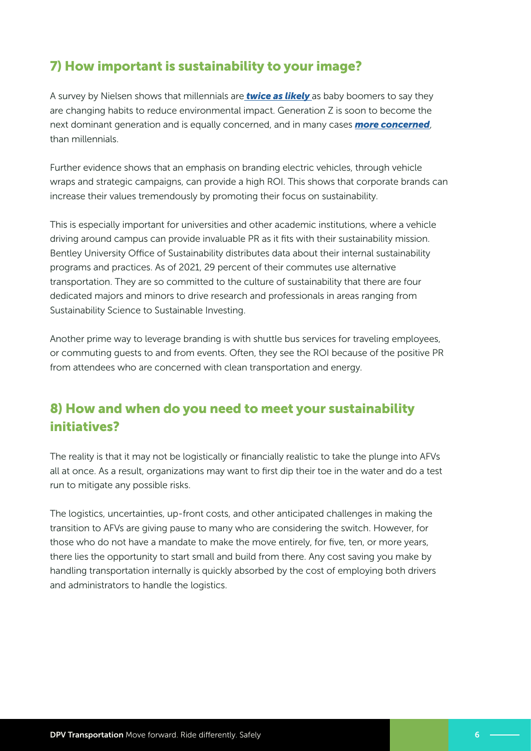## 7) How important is sustainability to your image?

A survey by Nielsen shows that millennials are ***twice as likely*** as baby boomers to say they are changing habits to reduce environmental impact. Generation Z is soon to become the next dominant generation and is equally concerned, and in many cases ***more concerned***, than millennials.

Further evidence shows that an emphasis on branding electric vehicles, through vehicle wraps and strategic campaigns, can provide a high ROI. This shows that corporate brands can increase their values tremendously by promoting their focus on sustainability.

This is especially important for universities and other academic institutions, where a vehicle driving around campus can provide invaluable PR as it fits with their sustainability mission. Bentley University Office of Sustainability distributes data about their internal sustainability programs and practices. As of 2021, 29 percent of their commutes use alternative transportation. They are so committed to the culture of sustainability that there are four dedicated majors and minors to drive research and professionals in areas ranging from Sustainability Science to Sustainable Investing.

Another prime way to leverage branding is with shuttle bus services for traveling employees, or commuting guests to and from events. Often, they see the ROI because of the positive PR from attendees who are concerned with clean transportation and energy.

## 8) How and when do you need to meet your sustainability initiatives?

The reality is that it may not be logistically or financially realistic to take the plunge into AFVs all at once. As a result, organizations may want to first dip their toe in the water and do a test run to mitigate any possible risks.

The logistics, uncertainties, up-front costs, and other anticipated challenges in making the transition to AFVs are giving pause to many who are considering the switch. However, for those who do not have a mandate to make the move entirely, for five, ten, or more years, there lies the opportunity to start small and build from there. Any cost saving you make by handling transportation internally is quickly absorbed by the cost of employing both drivers and administrators to handle the logistics.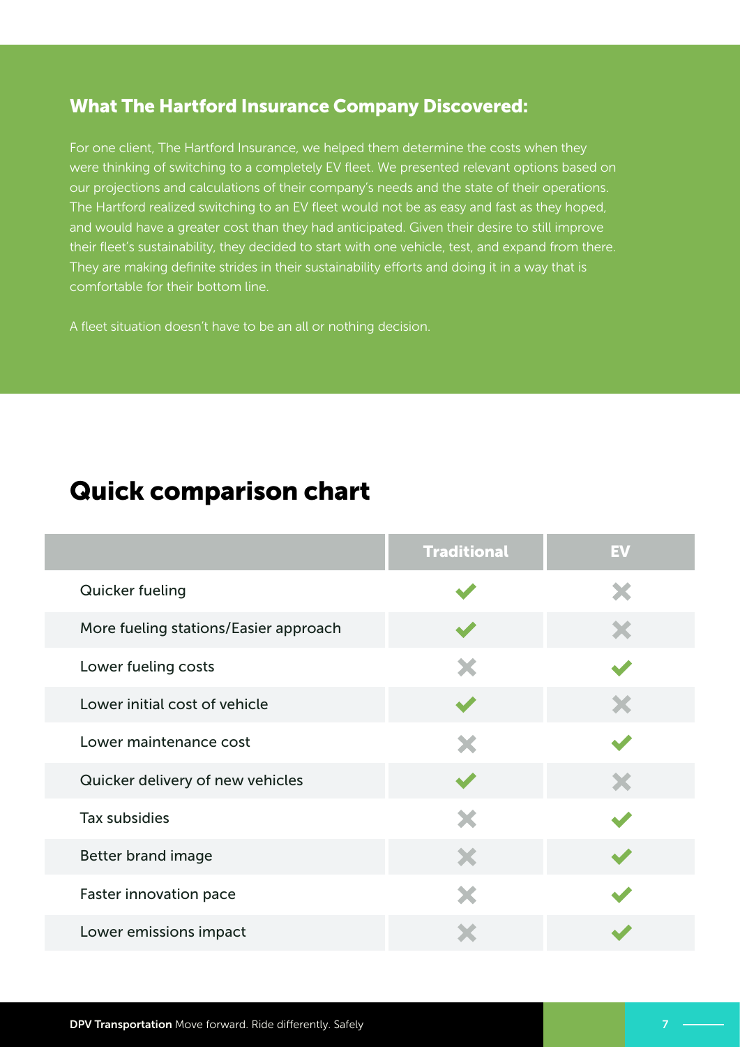### What The Hartford Insurance Company Discovered:

For one client, The Hartford Insurance, we helped them determine the costs when they were thinking of switching to a completely EV fleet. We presented relevant options based on our projections and calculations of their company's needs and the state of their operations. The Hartford realized switching to an EV fleet would not be as easy and fast as they hoped, and would have a greater cost than they had anticipated. Given their desire to still improve their fleet's sustainability, they decided to start with one vehicle, test, and expand from there. They are making definite strides in their sustainability efforts and doing it in a way that is comfortable for their bottom line.

A fleet situation doesn't have to be an all or nothing decision.

## Quick comparison chart

| | Traditional | EV |
|---|---|---|
| Quicker fueling | ✔ | ✖ |
| More fueling stations/Easier approach | ✔ | ✖ |
| Lower fueling costs | ✖ | ✔ |
| Lower initial cost of vehicle | ✔ | ✖ |
| Lower maintenance cost | ✖ | ✔ |
| Quicker delivery of new vehicles | ✔ | ✖ |
| Tax subsidies | ✖ | ✔ |
| Better brand image | ✖ | ✔ |
| Faster innovation pace | ✖ | ✔ |
| Lower emissions impact | ✖ | ✔ |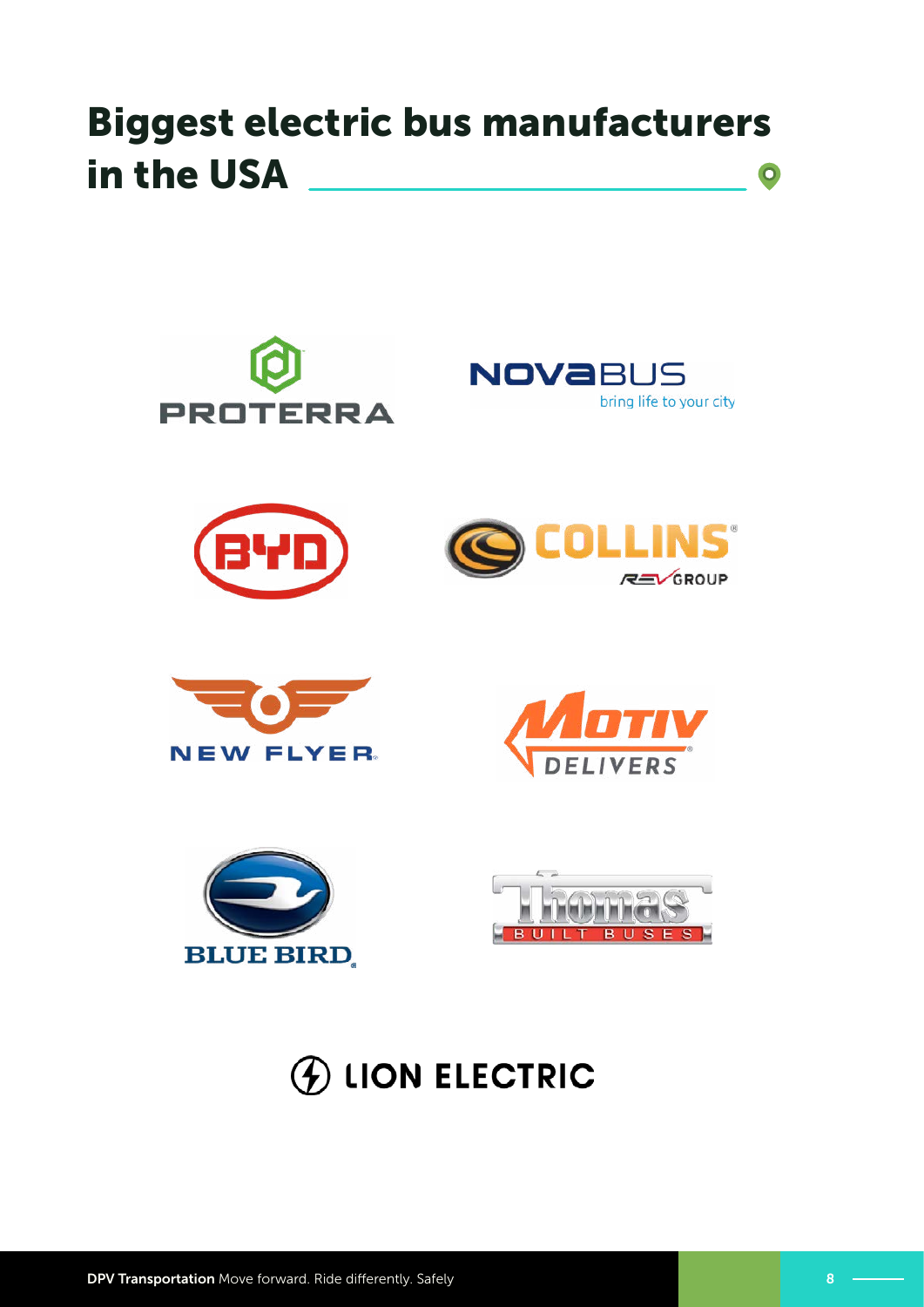# Biggest electric bus manufacturers in the USA

PROTERRA

NOVABUS
bring life to your city

BYD

COLLINS
REV GROUP

NEW FLYER

MOTIV
DELIVERS

BLUE BIRD

Thomas
BUILT BUSES

LION ELECTRIC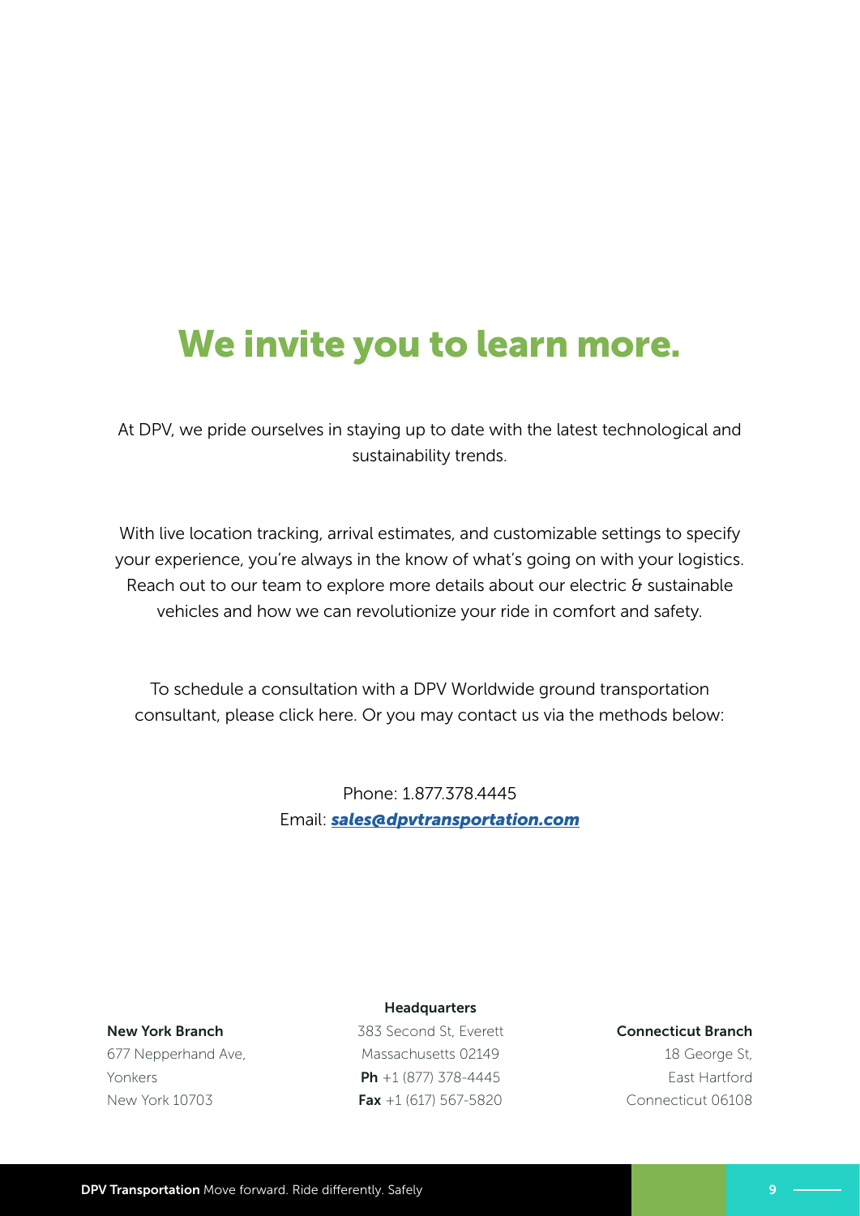# We invite you to learn more.

At DPV, we pride ourselves in staying up to date with the latest technological and sustainability trends.

With live location tracking, arrival estimates, and customizable settings to specify your experience, you're always in the know of what's going on with your logistics. Reach out to our team to explore more details about our electric & sustainable vehicles and how we can revolutionize your ride in comfort and safety.

To schedule a consultation with a DPV Worldwide ground transportation consultant, please click here. Or you may contact us via the methods below:

Phone: 1.877.378.4445
Email: ***sales@dpvtransportation.com***

**New York Branch**
677 Nepperhand Ave,
Yonkers
New York 10703

**Headquarters**
383 Second St, Everett
Massachusetts 02149
**Ph** +1 (877) 378-4445
**Fax** +1 (617) 567-5820

**Connecticut Branch**
18 George St,
East Hartford
Connecticut 06108